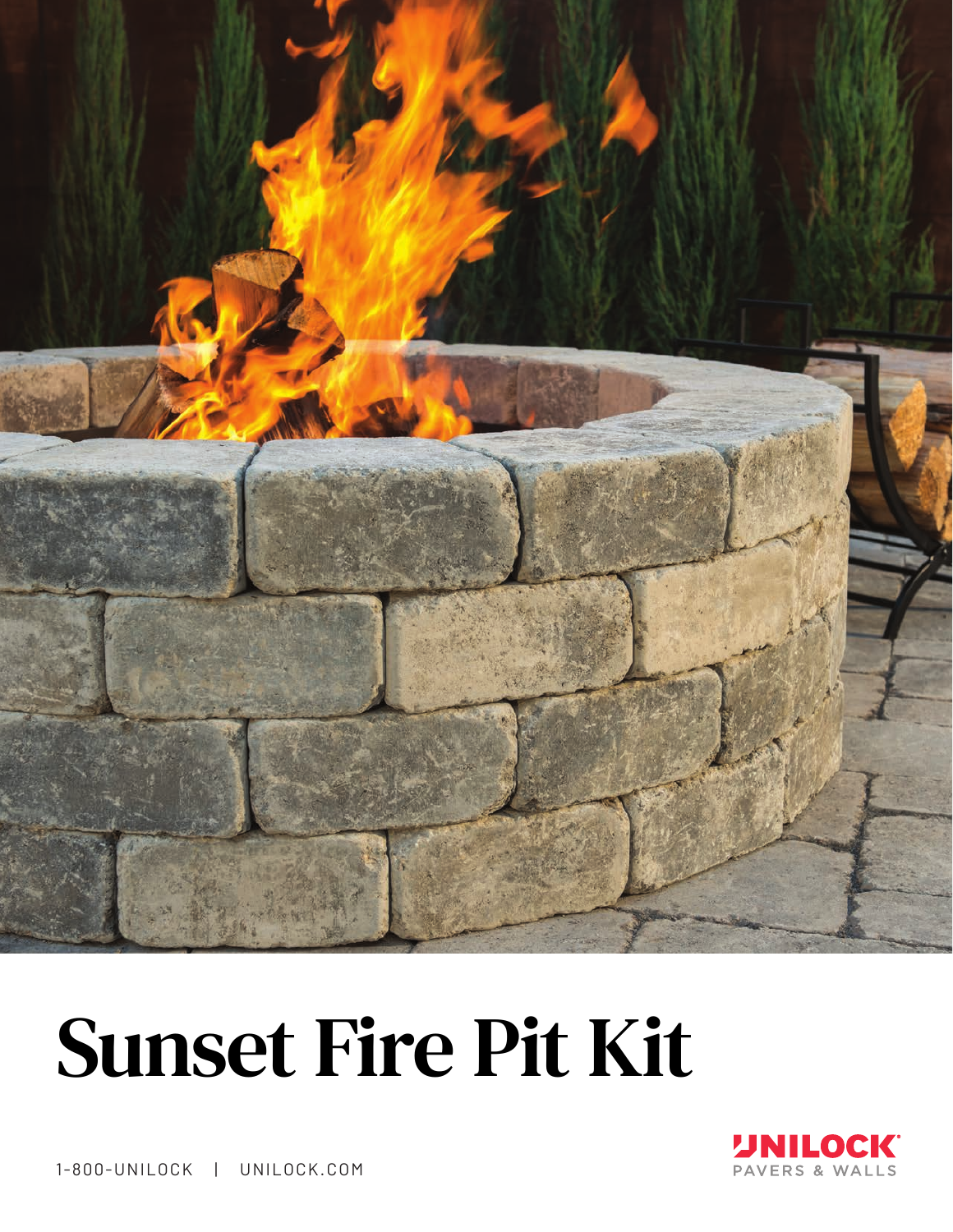# Sunset Fire Pit Kit

1-800-UNILOCK | UNILOCK.COM

UNILOCK
PAVERS & WALLS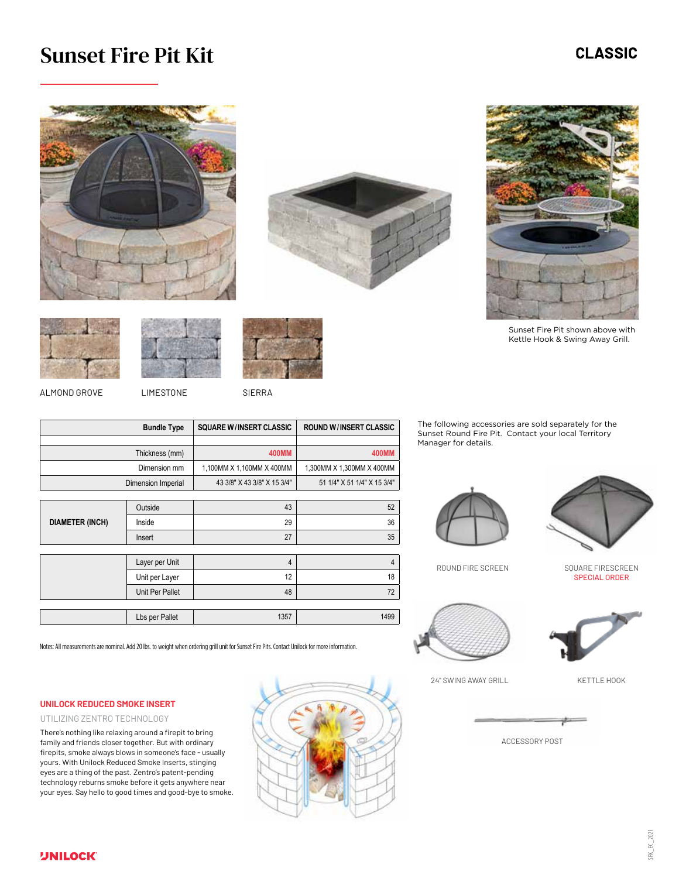# Sunset Fire Pit Kit

**CLASSIC**

ALMOND GROVE

LIMESTONE

SIERRA

Sunset Fire Pit shown above with Kettle Hook & Swing Away Grill.

| | Bundle Type | SQUARE W/INSERT CLASSIC | ROUND W/INSERT CLASSIC |
|---|---|---|---|
| | | | |
| | Thickness (mm) | 400MM | 400MM |
| | Dimension mm | 1,100MM X 1,100MM X 400MM | 1,300MM X 1,300MM X 400MM |
| | Dimension Imperial | 43 3/8" X 43 3/8" X 15 3/4" | 51 1/4" X 51 1/4" X 15 3/4" |
| **DIAMETER (INCH)** | Outside | 43 | 52 |
| | Inside | 29 | 36 |
| | Insert | 27 | 35 |
| | Layer per Unit | 4 | 4 |
| | Unit per Layer | 12 | 18 |
| | Unit Per Pallet | 48 | 72 |
| | Lbs per Pallet | 1357 | 1499 |

Notes: All measurements are nominal. Add 20 lbs. to weight when ordering grill unit for Sunset Fire Pits. Contact Unilock for more information.

The following accessories are sold separately for the Sunset Round Fire Pit. Contact your local Territory Manager for details.

ROUND FIRE SCREEN

SQUARE FIRESCREEN
SPECIAL ORDER

24" SWING AWAY GRILL

KETTLE HOOK

ACCESSORY POST

### UNILOCK REDUCED SMOKE INSERT

UTILIZING ZENTRO TECHNOLOGY

There's nothing like relaxing around a firepit to bring family and friends closer together. But with ordinary firepits, smoke always blows in someone's face - usually yours. With Unilock Reduced Smoke Inserts, stinging eyes are a thing of the past. Zentro's patent-pending technology reburns smoke before it gets anywhere near your eyes. Say hello to good times and good-bye to smoke.

UNILOCK

SFK_EC_2021